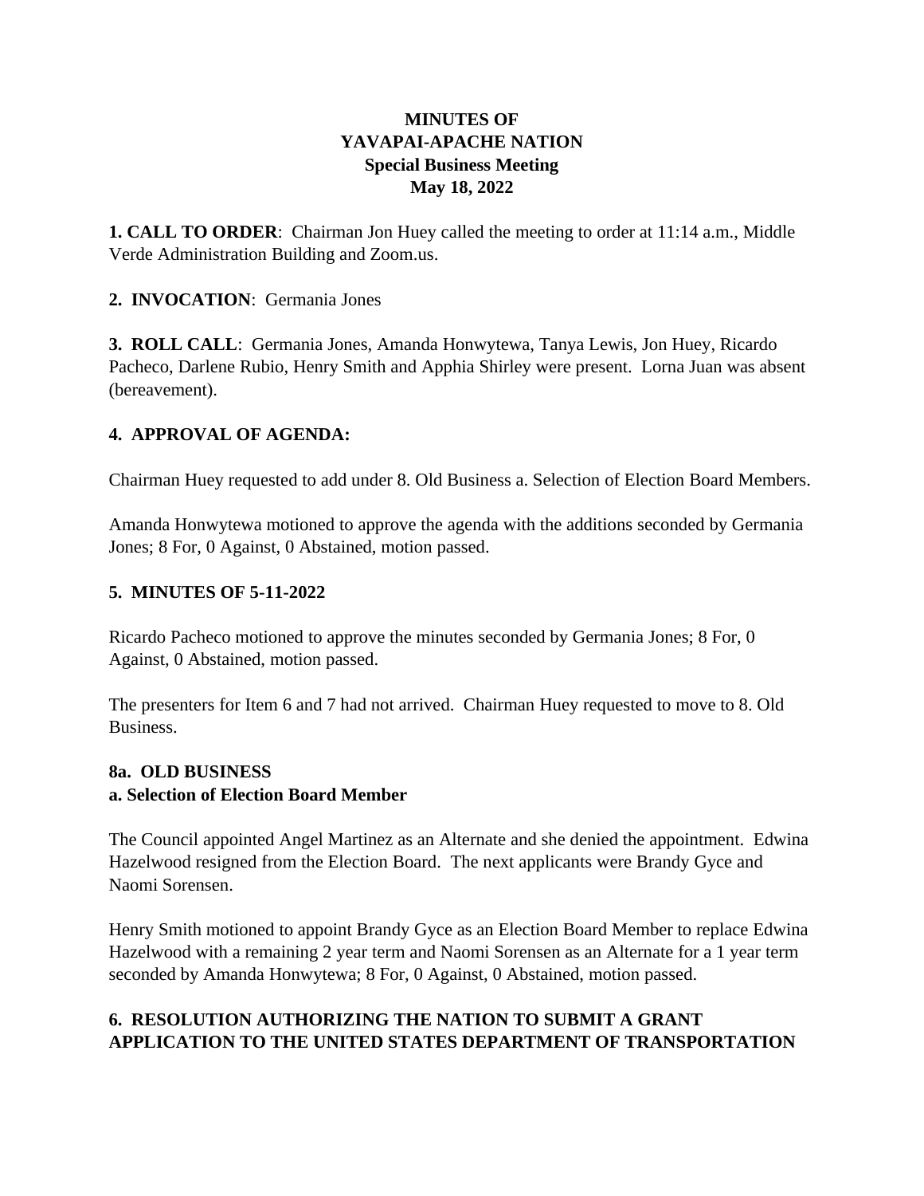**MINUTES OF**
**YAVAPAI-APACHE NATION**
**Special Business Meeting**
**May 18, 2022**

**1. CALL TO ORDER**: Chairman Jon Huey called the meeting to order at 11:14 a.m., Middle Verde Administration Building and Zoom.us.

**2. INVOCATION**: Germania Jones

**3. ROLL CALL**: Germania Jones, Amanda Honwytewa, Tanya Lewis, Jon Huey, Ricardo Pacheco, Darlene Rubio, Henry Smith and Apphia Shirley were present. Lorna Juan was absent (bereavement).

**4. APPROVAL OF AGENDA:**

Chairman Huey requested to add under 8. Old Business a. Selection of Election Board Members.

Amanda Honwytewa motioned to approve the agenda with the additions seconded by Germania Jones; 8 For, 0 Against, 0 Abstained, motion passed.

**5. MINUTES OF 5-11-2022**

Ricardo Pacheco motioned to approve the minutes seconded by Germania Jones; 8 For, 0 Against, 0 Abstained, motion passed.

The presenters for Item 6 and 7 had not arrived. Chairman Huey requested to move to 8. Old Business.

**8a. OLD BUSINESS**
**a. Selection of Election Board Member**

The Council appointed Angel Martinez as an Alternate and she denied the appointment. Edwina Hazelwood resigned from the Election Board. The next applicants were Brandy Gyce and Naomi Sorensen.

Henry Smith motioned to appoint Brandy Gyce as an Election Board Member to replace Edwina Hazelwood with a remaining 2 year term and Naomi Sorensen as an Alternate for a 1 year term seconded by Amanda Honwytewa; 8 For, 0 Against, 0 Abstained, motion passed.

**6. RESOLUTION AUTHORIZING THE NATION TO SUBMIT A GRANT APPLICATION TO THE UNITED STATES DEPARTMENT OF TRANSPORTATION**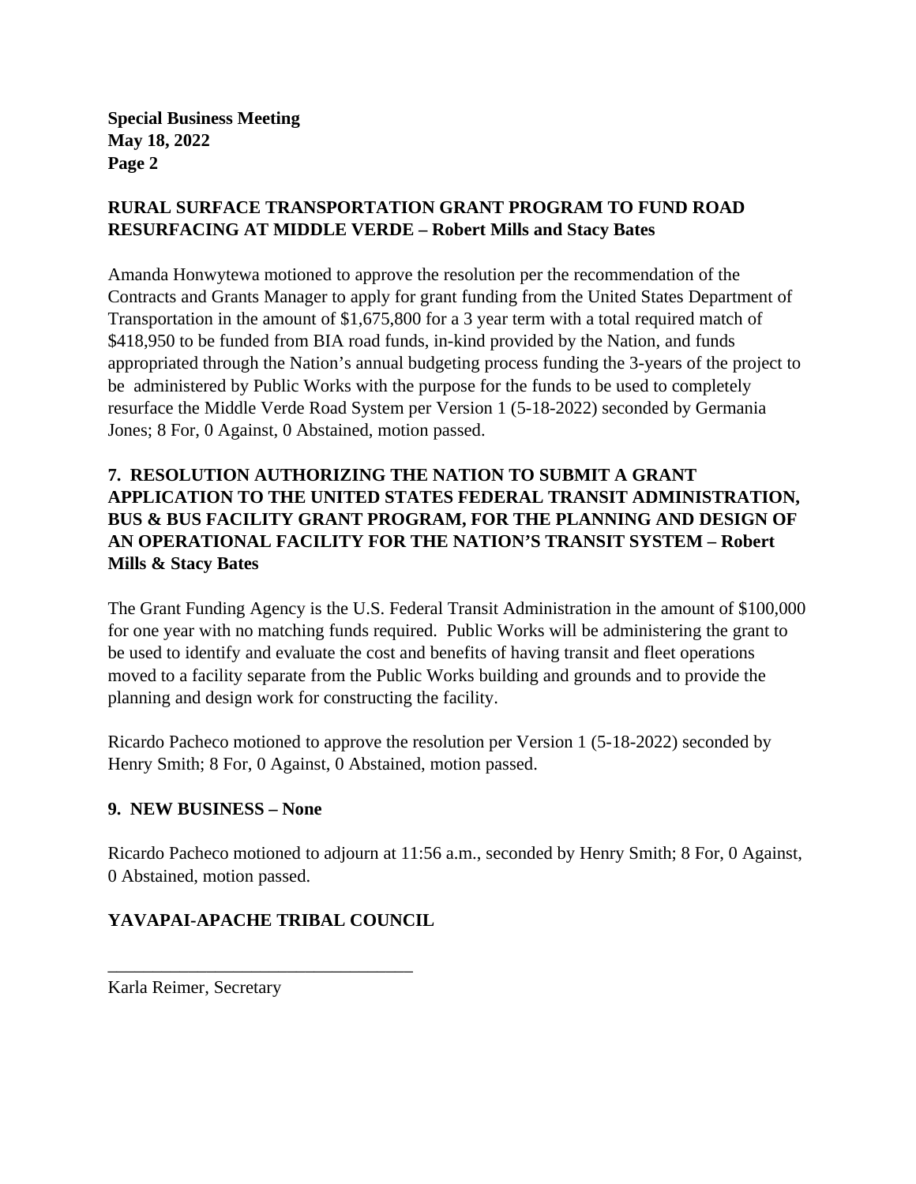**RURAL SURFACE TRANSPORTATION GRANT PROGRAM TO FUND ROAD RESURFACING AT MIDDLE VERDE – Robert Mills and Stacy Bates**

Amanda Honwytewa motioned to approve the resolution per the recommendation of the Contracts and Grants Manager to apply for grant funding from the United States Department of Transportation in the amount of $1,675,800 for a 3 year term with a total required match of $418,950 to be funded from BIA road funds, in-kind provided by the Nation, and funds appropriated through the Nation's annual budgeting process funding the 3-years of the project to be administered by Public Works with the purpose for the funds to be used to completely resurface the Middle Verde Road System per Version 1 (5-18-2022) seconded by Germania Jones; 8 For, 0 Against, 0 Abstained, motion passed.

**7. RESOLUTION AUTHORIZING THE NATION TO SUBMIT A GRANT APPLICATION TO THE UNITED STATES FEDERAL TRANSIT ADMINISTRATION, BUS & BUS FACILITY GRANT PROGRAM, FOR THE PLANNING AND DESIGN OF AN OPERATIONAL FACILITY FOR THE NATION'S TRANSIT SYSTEM – Robert Mills & Stacy Bates**

The Grant Funding Agency is the U.S. Federal Transit Administration in the amount of $100,000 for one year with no matching funds required. Public Works will be administering the grant to be used to identify and evaluate the cost and benefits of having transit and fleet operations moved to a facility separate from the Public Works building and grounds and to provide the planning and design work for constructing the facility.

Ricardo Pacheco motioned to approve the resolution per Version 1 (5-18-2022) seconded by Henry Smith; 8 For, 0 Against, 0 Abstained, motion passed.

**9. NEW BUSINESS – None**

Ricardo Pacheco motioned to adjourn at 11:56 a.m., seconded by Henry Smith; 8 For, 0 Against, 0 Abstained, motion passed.

**YAVAPAI-APACHE TRIBAL COUNCIL**

\_\_\_\_\_\_\_\_\_\_\_\_\_\_\_\_\_\_\_\_\_\_\_\_\_\_\_\_\_\_\_\_\_\_

Karla Reimer, Secretary